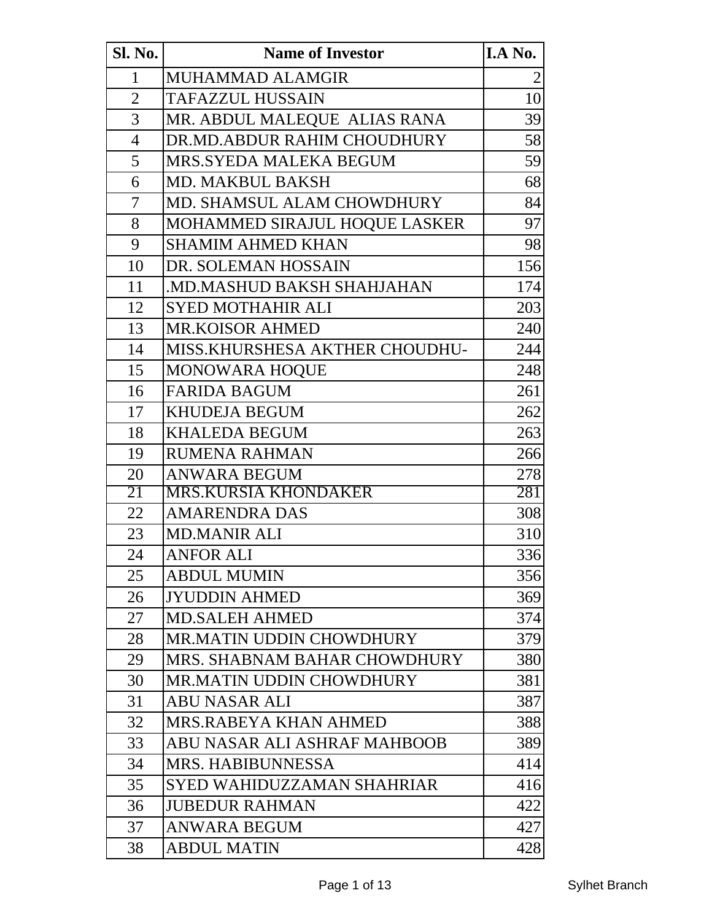| Sl. No. | Name of Investor | I.A No. |
|---|---|---|
| 1 | MUHAMMAD ALAMGIR | 2 |
| 2 | TAFAZZUL HUSSAIN | 10 |
| 3 | MR. ABDUL MALEQUE ALIAS RANA | 39 |
| 4 | DR.MD.ABDUR RAHIM CHOUDHURY | 58 |
| 5 | MRS.SYEDA MALEKA BEGUM | 59 |
| 6 | MD. MAKBUL BAKSH | 68 |
| 7 | MD. SHAMSUL ALAM CHOWDHURY | 84 |
| 8 | MOHAMMED SIRAJUL HOQUE LASKER | 97 |
| 9 | SHAMIM AHMED KHAN | 98 |
| 10 | DR. SOLEMAN HOSSAIN | 156 |
| 11 | .MD.MASHUD BAKSH SHAHJAHAN | 174 |
| 12 | SYED MOTHAHIR ALI | 203 |
| 13 | MR.KOISOR AHMED | 240 |
| 14 | MISS.KHURSHESA AKTHER CHOUDHU- | 244 |
| 15 | MONOWARA HOQUE | 248 |
| 16 | FARIDA BAGUM | 261 |
| 17 | KHUDEJA BEGUM | 262 |
| 18 | KHALEDA BEGUM | 263 |
| 19 | RUMENA RAHMAN | 266 |
| 20 | ANWARA BEGUM | 278 |
| 21 | MRS.KURSIA KHONDAKER | 281 |
| 22 | AMARENDRA DAS | 308 |
| 23 | MD.MANIR ALI | 310 |
| 24 | ANFOR ALI | 336 |
| 25 | ABDUL MUMIN | 356 |
| 26 | JYUDDIN AHMED | 369 |
| 27 | MD.SALEH AHMED | 374 |
| 28 | MR.MATIN UDDIN CHOWDHURY | 379 |
| 29 | MRS. SHABNAM BAHAR CHOWDHURY | 380 |
| 30 | MR.MATIN UDDIN CHOWDHURY | 381 |
| 31 | ABU NASAR ALI | 387 |
| 32 | MRS.RABEYA KHAN AHMED | 388 |
| 33 | ABU NASAR ALI ASHRAF MAHBOOB | 389 |
| 34 | MRS. HABIBUNNESSA | 414 |
| 35 | SYED WAHIDUZZAMAN SHAHRIAR | 416 |
| 36 | JUBEDUR RAHMAN | 422 |
| 37 | ANWARA BEGUM | 427 |
| 38 | ABDUL MATIN | 428 |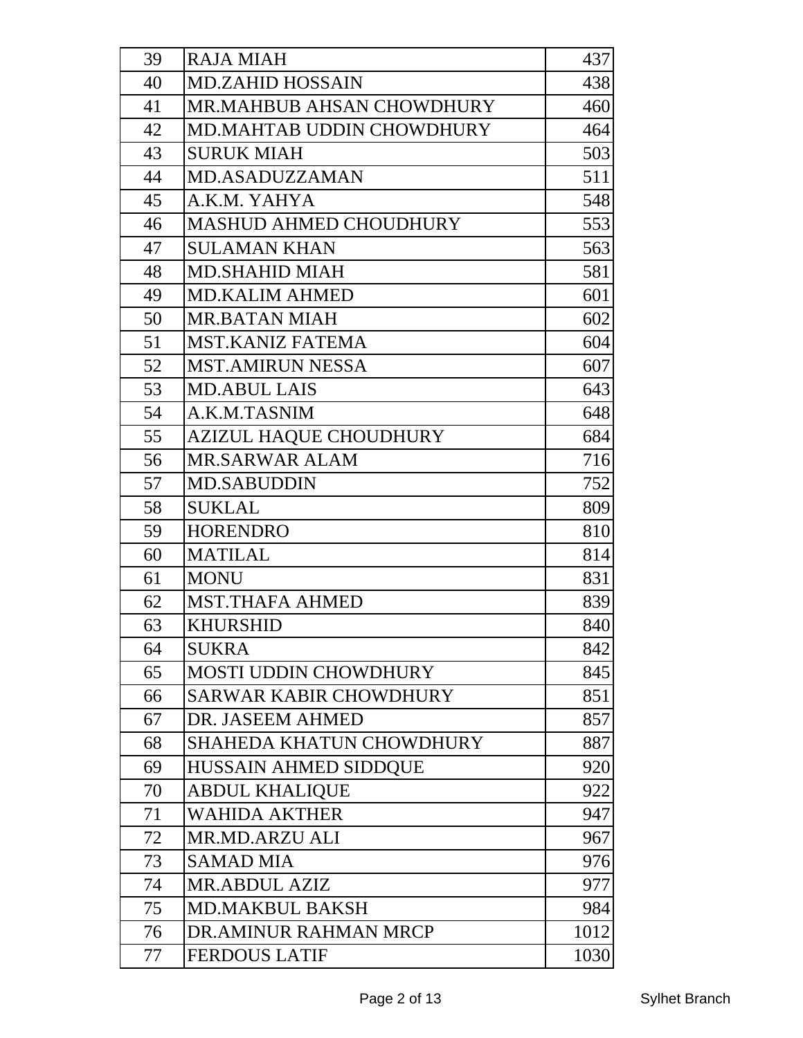| | | |
|---|---|---|
| 39 | RAJA MIAH | 437 |
| 40 | MD.ZAHID HOSSAIN | 438 |
| 41 | MR.MAHBUB AHSAN CHOWDHURY | 460 |
| 42 | MD.MAHTAB UDDIN CHOWDHURY | 464 |
| 43 | SURUK MIAH | 503 |
| 44 | MD.ASADUZZAMAN | 511 |
| 45 | A.K.M. YAHYA | 548 |
| 46 | MASHUD AHMED CHOUDHURY | 553 |
| 47 | SULAMAN KHAN | 563 |
| 48 | MD.SHAHID MIAH | 581 |
| 49 | MD.KALIM AHMED | 601 |
| 50 | MR.BATAN MIAH | 602 |
| 51 | MST.KANIZ FATEMA | 604 |
| 52 | MST.AMIRUN NESSA | 607 |
| 53 | MD.ABUL LAIS | 643 |
| 54 | A.K.M.TASNIM | 648 |
| 55 | AZIZUL HAQUE CHOUDHURY | 684 |
| 56 | MR.SARWAR ALAM | 716 |
| 57 | MD.SABUDDIN | 752 |
| 58 | SUKLAL | 809 |
| 59 | HORENDRO | 810 |
| 60 | MATILAL | 814 |
| 61 | MONU | 831 |
| 62 | MST.THAFA AHMED | 839 |
| 63 | KHURSHID | 840 |
| 64 | SUKRA | 842 |
| 65 | MOSTI UDDIN CHOWDHURY | 845 |
| 66 | SARWAR KABIR CHOWDHURY | 851 |
| 67 | DR. JASEEM AHMED | 857 |
| 68 | SHAHEDA KHATUN CHOWDHURY | 887 |
| 69 | HUSSAIN AHMED SIDDQUE | 920 |
| 70 | ABDUL KHALIQUE | 922 |
| 71 | WAHIDA AKTHER | 947 |
| 72 | MR.MD.ARZU ALI | 967 |
| 73 | SAMAD MIA | 976 |
| 74 | MR.ABDUL AZIZ | 977 |
| 75 | MD.MAKBUL BAKSH | 984 |
| 76 | DR.AMINUR RAHMAN MRCP | 1012 |
| 77 | FERDOUS LATIF | 1030 |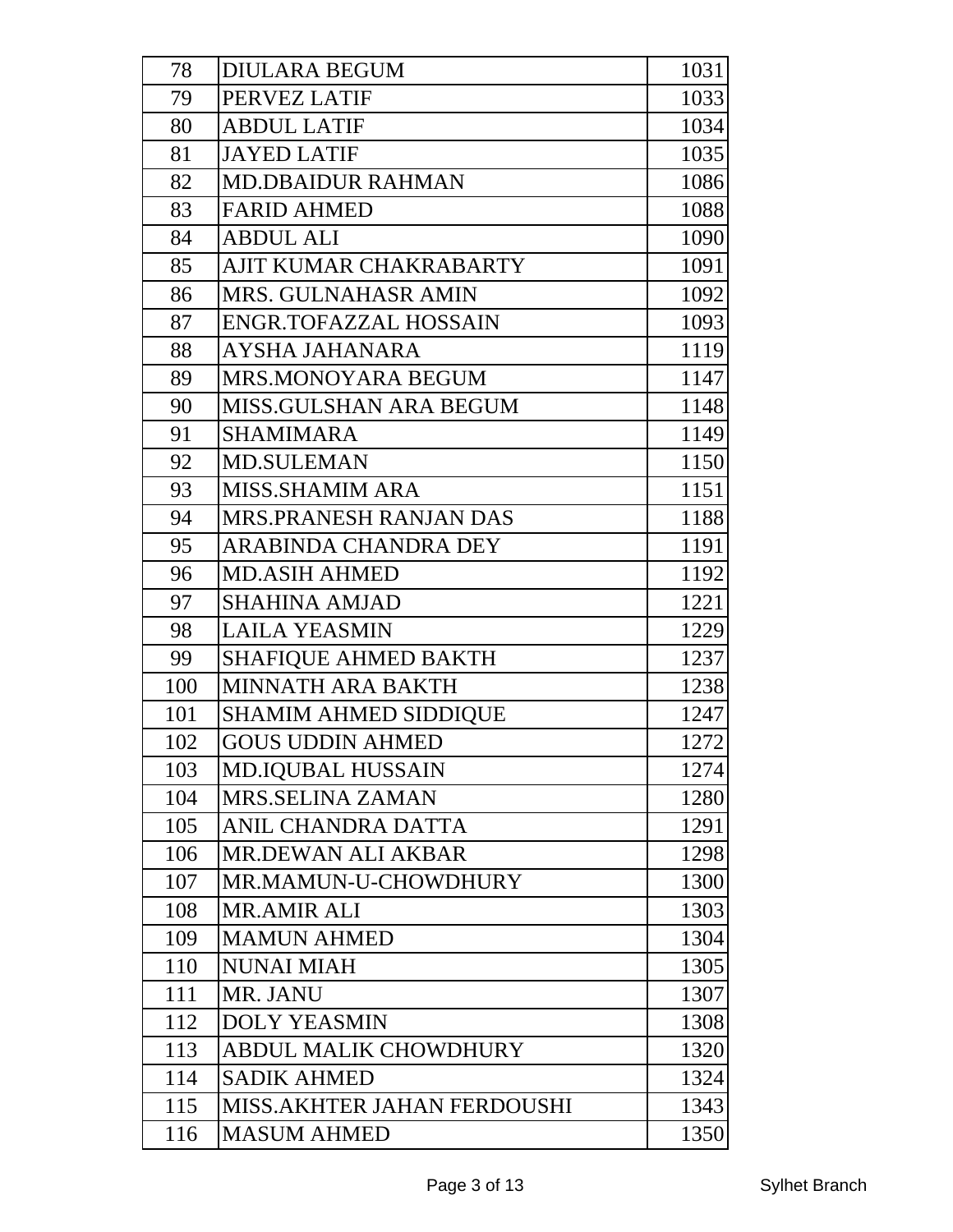| | | |
|---|---|---|
| 78 | DIULARA BEGUM | 1031 |
| 79 | PERVEZ LATIF | 1033 |
| 80 | ABDUL LATIF | 1034 |
| 81 | JAYED LATIF | 1035 |
| 82 | MD.DBAIDUR RAHMAN | 1086 |
| 83 | FARID AHMED | 1088 |
| 84 | ABDUL ALI | 1090 |
| 85 | AJIT KUMAR CHAKRABARTY | 1091 |
| 86 | MRS. GULNAHASR AMIN | 1092 |
| 87 | ENGR.TOFAZZAL HOSSAIN | 1093 |
| 88 | AYSHA JAHANARA | 1119 |
| 89 | MRS.MONOYARA BEGUM | 1147 |
| 90 | MISS.GULSHAN ARA BEGUM | 1148 |
| 91 | SHAMIMARA | 1149 |
| 92 | MD.SULEMAN | 1150 |
| 93 | MISS.SHAMIM ARA | 1151 |
| 94 | MRS.PRANESH RANJAN DAS | 1188 |
| 95 | ARABINDA CHANDRA DEY | 1191 |
| 96 | MD.ASIH AHMED | 1192 |
| 97 | SHAHINA AMJAD | 1221 |
| 98 | LAILA YEASMIN | 1229 |
| 99 | SHAFIQUE AHMED BAKTH | 1237 |
| 100 | MINNATH ARA BAKTH | 1238 |
| 101 | SHAMIM AHMED SIDDIQUE | 1247 |
| 102 | GOUS UDDIN AHMED | 1272 |
| 103 | MD.IQUBAL HUSSAIN | 1274 |
| 104 | MRS.SELINA ZAMAN | 1280 |
| 105 | ANIL CHANDRA DATTA | 1291 |
| 106 | MR.DEWAN ALI AKBAR | 1298 |
| 107 | MR.MAMUN-U-CHOWDHURY | 1300 |
| 108 | MR.AMIR ALI | 1303 |
| 109 | MAMUN AHMED | 1304 |
| 110 | NUNAI MIAH | 1305 |
| 111 | MR. JANU | 1307 |
| 112 | DOLY YEASMIN | 1308 |
| 113 | ABDUL MALIK CHOWDHURY | 1320 |
| 114 | SADIK AHMED | 1324 |
| 115 | MISS.AKHTER JAHAN FERDOUSHI | 1343 |
| 116 | MASUM AHMED | 1350 |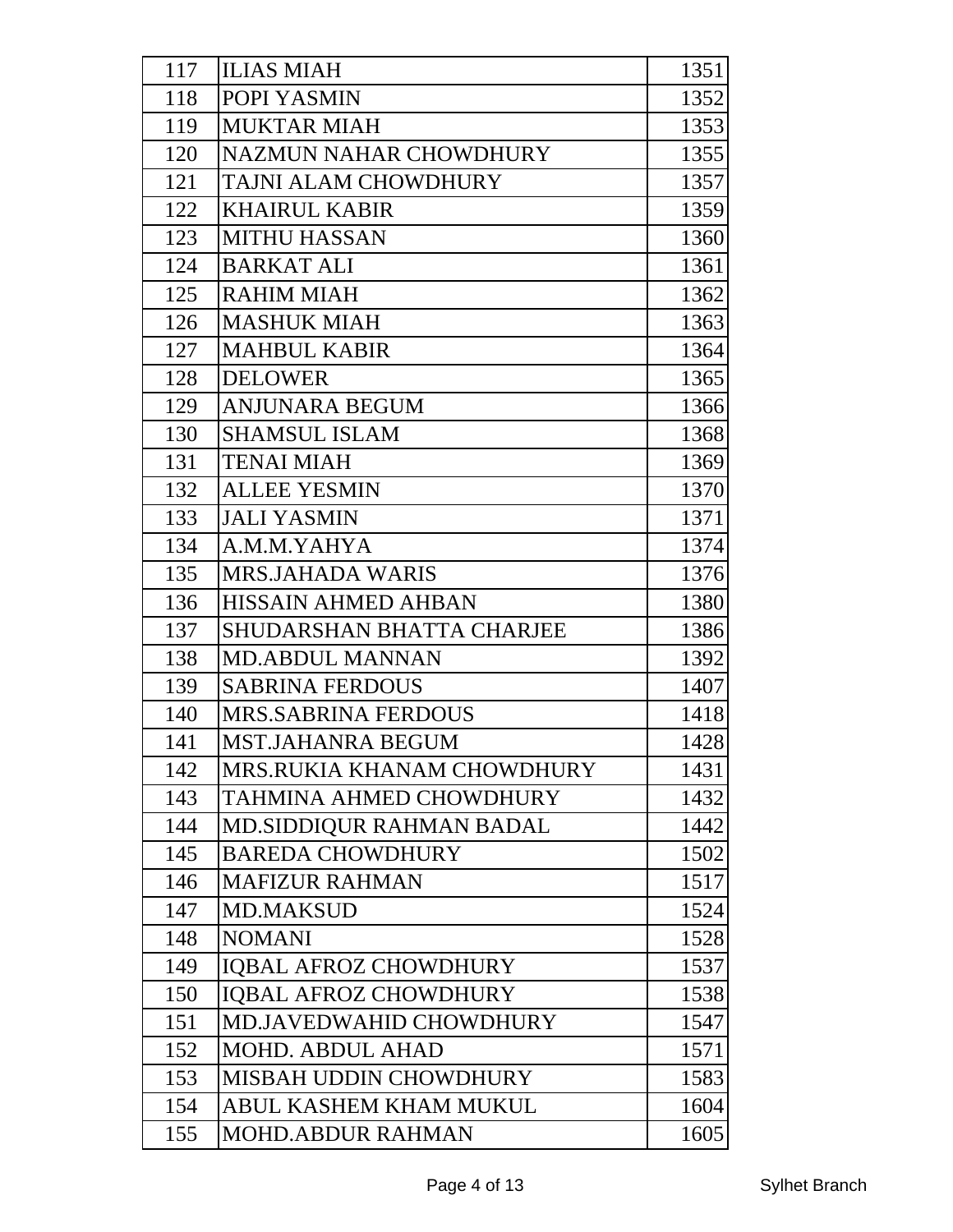| | | |
|---|---|---|
| 117 | ILIAS MIAH | 1351 |
| 118 | POPI YASMIN | 1352 |
| 119 | MUKTAR MIAH | 1353 |
| 120 | NAZMUN NAHAR CHOWDHURY | 1355 |
| 121 | TAJNI ALAM CHOWDHURY | 1357 |
| 122 | KHAIRUL KABIR | 1359 |
| 123 | MITHU HASSAN | 1360 |
| 124 | BARKAT ALI | 1361 |
| 125 | RAHIM MIAH | 1362 |
| 126 | MASHUK MIAH | 1363 |
| 127 | MAHBUL KABIR | 1364 |
| 128 | DELOWER | 1365 |
| 129 | ANJUNARA BEGUM | 1366 |
| 130 | SHAMSUL ISLAM | 1368 |
| 131 | TENAI MIAH | 1369 |
| 132 | ALLEE YESMIN | 1370 |
| 133 | JALI YASMIN | 1371 |
| 134 | A.M.M.YAHYA | 1374 |
| 135 | MRS.JAHADA WARIS | 1376 |
| 136 | HISSAIN AHMED AHBAN | 1380 |
| 137 | SHUDARSHAN BHATTA CHARJEE | 1386 |
| 138 | MD.ABDUL MANNAN | 1392 |
| 139 | SABRINA FERDOUS | 1407 |
| 140 | MRS.SABRINA FERDOUS | 1418 |
| 141 | MST.JAHANRA BEGUM | 1428 |
| 142 | MRS.RUKIA KHANAM CHOWDHURY | 1431 |
| 143 | TAHMINA AHMED CHOWDHURY | 1432 |
| 144 | MD.SIDDIQUR RAHMAN BADAL | 1442 |
| 145 | BAREDA CHOWDHURY | 1502 |
| 146 | MAFIZUR RAHMAN | 1517 |
| 147 | MD.MAKSUD | 1524 |
| 148 | NOMANI | 1528 |
| 149 | IQBAL AFROZ CHOWDHURY | 1537 |
| 150 | IQBAL AFROZ CHOWDHURY | 1538 |
| 151 | MD.JAVEDWAHID CHOWDHURY | 1547 |
| 152 | MOHD. ABDUL AHAD | 1571 |
| 153 | MISBAH UDDIN CHOWDHURY | 1583 |
| 154 | ABUL KASHEM KHAM MUKUL | 1604 |
| 155 | MOHD.ABDUR RAHMAN | 1605 |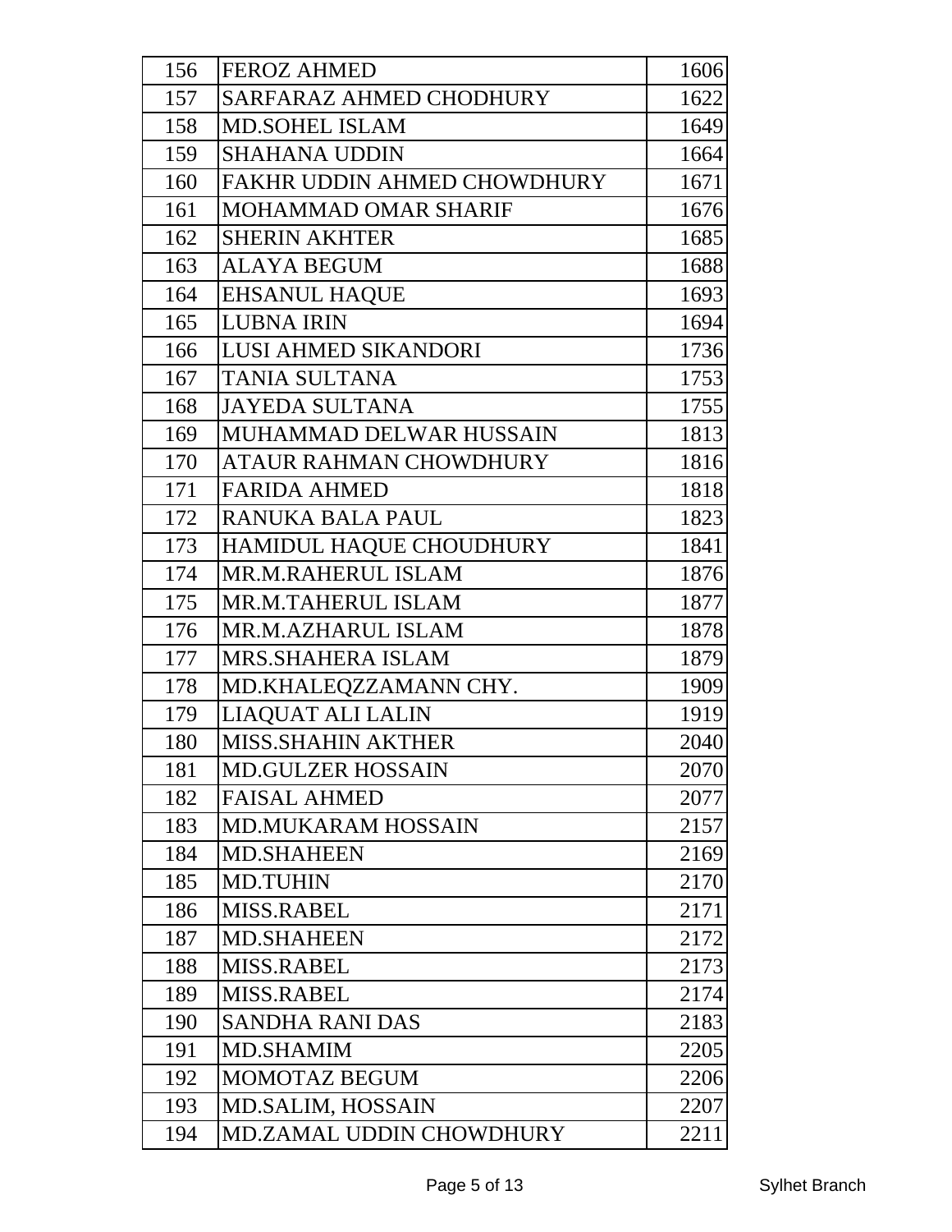| | | |
|---|---|---|
| 156 | FEROZ AHMED | 1606 |
| 157 | SARFARAZ AHMED CHODHURY | 1622 |
| 158 | MD.SOHEL ISLAM | 1649 |
| 159 | SHAHANA UDDIN | 1664 |
| 160 | FAKHR UDDIN AHMED CHOWDHURY | 1671 |
| 161 | MOHAMMAD OMAR SHARIF | 1676 |
| 162 | SHERIN AKHTER | 1685 |
| 163 | ALAYA BEGUM | 1688 |
| 164 | EHSANUL HAQUE | 1693 |
| 165 | LUBNA IRIN | 1694 |
| 166 | LUSI AHMED SIKANDORI | 1736 |
| 167 | TANIA SULTANA | 1753 |
| 168 | JAYEDA SULTANA | 1755 |
| 169 | MUHAMMAD DELWAR HUSSAIN | 1813 |
| 170 | ATAUR RAHMAN CHOWDHURY | 1816 |
| 171 | FARIDA AHMED | 1818 |
| 172 | RANUKA BALA PAUL | 1823 |
| 173 | HAMIDUL HAQUE CHOUDHURY | 1841 |
| 174 | MR.M.RAHERUL ISLAM | 1876 |
| 175 | MR.M.TAHERUL ISLAM | 1877 |
| 176 | MR.M.AZHARUL ISLAM | 1878 |
| 177 | MRS.SHAHERA ISLAM | 1879 |
| 178 | MD.KHALEQZZAMANN CHY. | 1909 |
| 179 | LIAQUAT ALI LALIN | 1919 |
| 180 | MISS.SHAHIN AKTHER | 2040 |
| 181 | MD.GULZER HOSSAIN | 2070 |
| 182 | FAISAL AHMED | 2077 |
| 183 | MD.MUKARAM HOSSAIN | 2157 |
| 184 | MD.SHAHEEN | 2169 |
| 185 | MD.TUHIN | 2170 |
| 186 | MISS.RABEL | 2171 |
| 187 | MD.SHAHEEN | 2172 |
| 188 | MISS.RABEL | 2173 |
| 189 | MISS.RABEL | 2174 |
| 190 | SANDHA RANI DAS | 2183 |
| 191 | MD.SHAMIM | 2205 |
| 192 | MOMOTAZ BEGUM | 2206 |
| 193 | MD.SALIM, HOSSAIN | 2207 |
| 194 | MD.ZAMAL UDDIN CHOWDHURY | 2211 |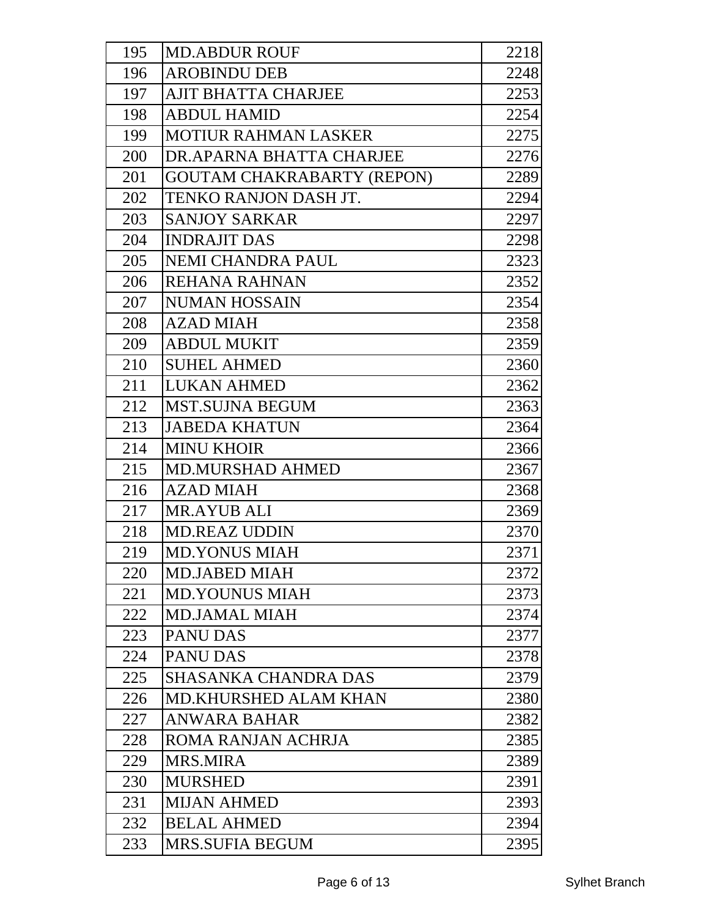| | | |
|---|---|---|
| 195 | MD.ABDUR ROUF | 2218 |
| 196 | AROBINDU DEB | 2248 |
| 197 | AJIT BHATTA CHARJEE | 2253 |
| 198 | ABDUL HAMID | 2254 |
| 199 | MOTIUR RAHMAN LASKER | 2275 |
| 200 | DR.APARNA BHATTA CHARJEE | 2276 |
| 201 | GOUTAM CHAKRABARTY (REPON) | 2289 |
| 202 | TENKO RANJON DASH JT. | 2294 |
| 203 | SANJOY SARKAR | 2297 |
| 204 | INDRAJIT DAS | 2298 |
| 205 | NEMI CHANDRA PAUL | 2323 |
| 206 | REHANA RAHNAN | 2352 |
| 207 | NUMAN HOSSAIN | 2354 |
| 208 | AZAD MIAH | 2358 |
| 209 | ABDUL MUKIT | 2359 |
| 210 | SUHEL AHMED | 2360 |
| 211 | LUKAN AHMED | 2362 |
| 212 | MST.SUJNA BEGUM | 2363 |
| 213 | JABEDA KHATUN | 2364 |
| 214 | MINU KHOIR | 2366 |
| 215 | MD.MURSHAD AHMED | 2367 |
| 216 | AZAD MIAH | 2368 |
| 217 | MR.AYUB ALI | 2369 |
| 218 | MD.REAZ UDDIN | 2370 |
| 219 | MD.YONUS MIAH | 2371 |
| 220 | MD.JABED MIAH | 2372 |
| 221 | MD.YOUNUS MIAH | 2373 |
| 222 | MD.JAMAL MIAH | 2374 |
| 223 | PANU DAS | 2377 |
| 224 | PANU DAS | 2378 |
| 225 | SHASANKA CHANDRA DAS | 2379 |
| 226 | MD.KHURSHED ALAM KHAN | 2380 |
| 227 | ANWARA BAHAR | 2382 |
| 228 | ROMA RANJAN ACHRJA | 2385 |
| 229 | MRS.MIRA | 2389 |
| 230 | MURSHED | 2391 |
| 231 | MIJAN AHMED | 2393 |
| 232 | BELAL AHMED | 2394 |
| 233 | MRS.SUFIA BEGUM | 2395 |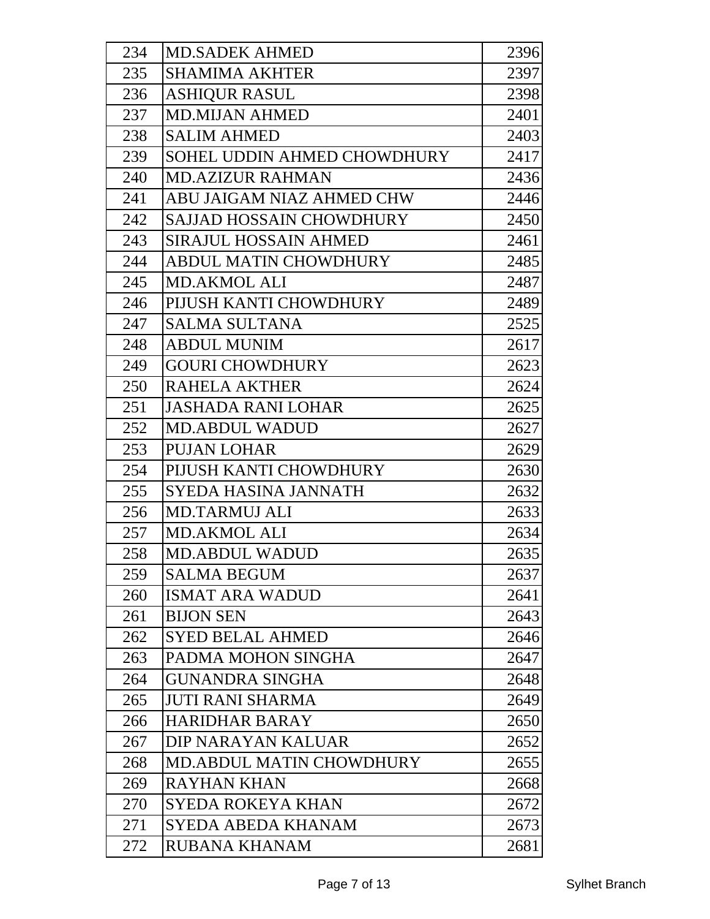| | | |
|---|---|---|
| 234 | MD.SADEK AHMED | 2396 |
| 235 | SHAMIMA AKHTER | 2397 |
| 236 | ASHIQUR RASUL | 2398 |
| 237 | MD.MIJAN AHMED | 2401 |
| 238 | SALIM AHMED | 2403 |
| 239 | SOHEL UDDIN AHMED CHOWDHURY | 2417 |
| 240 | MD.AZIZUR RAHMAN | 2436 |
| 241 | ABU JAIGAM NIAZ AHMED CHW | 2446 |
| 242 | SAJJAD HOSSAIN CHOWDHURY | 2450 |
| 243 | SIRAJUL HOSSAIN AHMED | 2461 |
| 244 | ABDUL MATIN CHOWDHURY | 2485 |
| 245 | MD.AKMOL ALI | 2487 |
| 246 | PIJUSH KANTI CHOWDHURY | 2489 |
| 247 | SALMA SULTANA | 2525 |
| 248 | ABDUL MUNIM | 2617 |
| 249 | GOURI CHOWDHURY | 2623 |
| 250 | RAHELA AKTHER | 2624 |
| 251 | JASHADA RANI LOHAR | 2625 |
| 252 | MD.ABDUL WADUD | 2627 |
| 253 | PUJAN LOHAR | 2629 |
| 254 | PIJUSH KANTI CHOWDHURY | 2630 |
| 255 | SYEDA HASINA JANNATH | 2632 |
| 256 | MD.TARMUJ ALI | 2633 |
| 257 | MD.AKMOL ALI | 2634 |
| 258 | MD.ABDUL WADUD | 2635 |
| 259 | SALMA BEGUM | 2637 |
| 260 | ISMAT ARA WADUD | 2641 |
| 261 | BIJON SEN | 2643 |
| 262 | SYED BELAL AHMED | 2646 |
| 263 | PADMA MOHON SINGHA | 2647 |
| 264 | GUNANDRA SINGHA | 2648 |
| 265 | JUTI RANI SHARMA | 2649 |
| 266 | HARIDHAR BARAY | 2650 |
| 267 | DIP NARAYAN KALUAR | 2652 |
| 268 | MD.ABDUL MATIN CHOWDHURY | 2655 |
| 269 | RAYHAN KHAN | 2668 |
| 270 | SYEDA ROKEYA KHAN | 2672 |
| 271 | SYEDA ABEDA KHANAM | 2673 |
| 272 | RUBANA KHANAM | 2681 |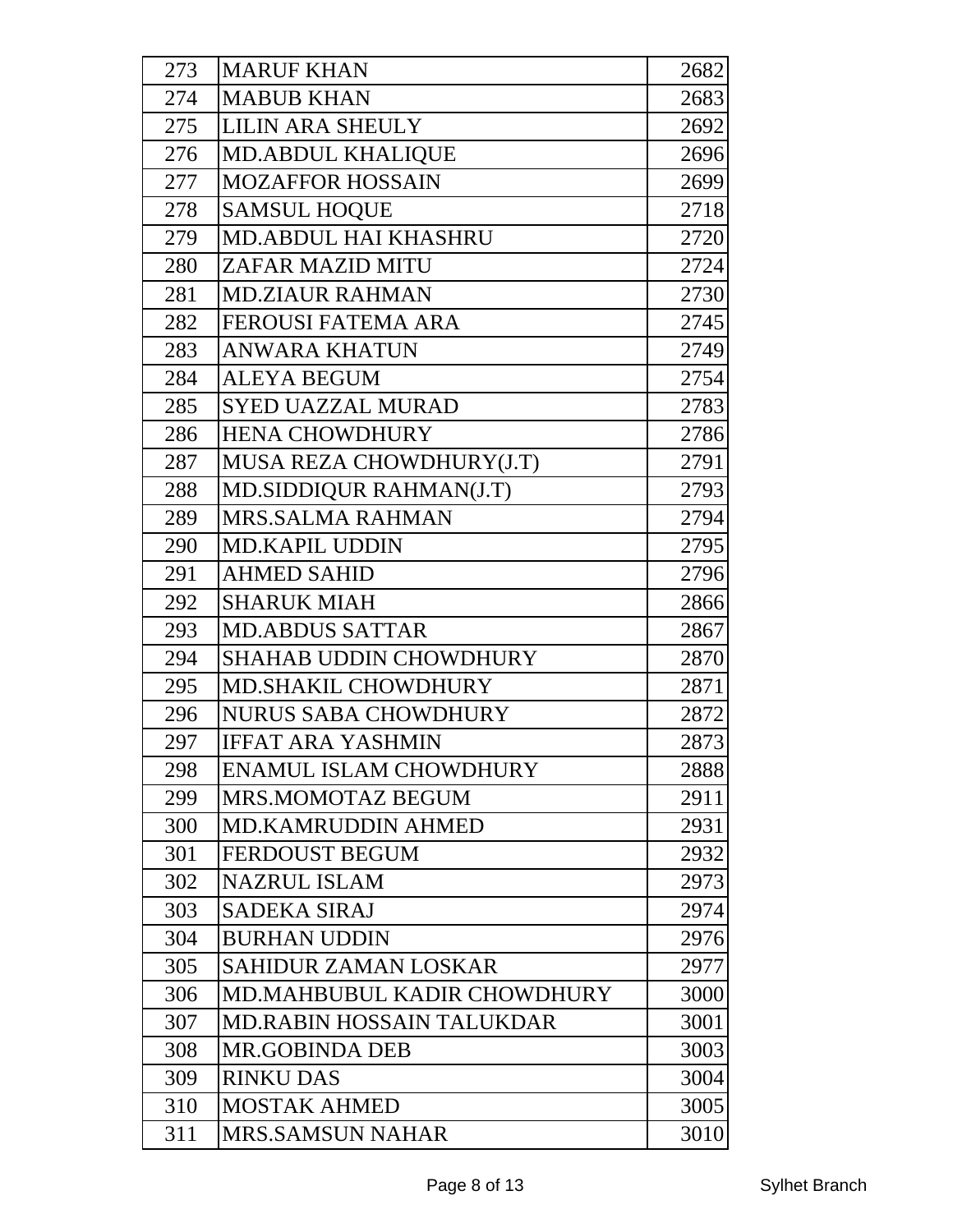| 273 | MARUF KHAN | 2682 |
|---|---|---|
| 274 | MABUB KHAN | 2683 |
| 275 | LILIN ARA SHEULY | 2692 |
| 276 | MD.ABDUL KHALIQUE | 2696 |
| 277 | MOZAFFOR HOSSAIN | 2699 |
| 278 | SAMSUL HOQUE | 2718 |
| 279 | MD.ABDUL HAI KHASHRU | 2720 |
| 280 | ZAFAR MAZID MITU | 2724 |
| 281 | MD.ZIAUR RAHMAN | 2730 |
| 282 | FEROUSI FATEMA ARA | 2745 |
| 283 | ANWARA KHATUN | 2749 |
| 284 | ALEYA BEGUM | 2754 |
| 285 | SYED UAZZAL MURAD | 2783 |
| 286 | HENA CHOWDHURY | 2786 |
| 287 | MUSA REZA CHOWDHURY(J.T) | 2791 |
| 288 | MD.SIDDIQUR RAHMAN(J.T) | 2793 |
| 289 | MRS.SALMA RAHMAN | 2794 |
| 290 | MD.KAPIL UDDIN | 2795 |
| 291 | AHMED SAHID | 2796 |
| 292 | SHARUK MIAH | 2866 |
| 293 | MD.ABDUS SATTAR | 2867 |
| 294 | SHAHAB UDDIN CHOWDHURY | 2870 |
| 295 | MD.SHAKIL CHOWDHURY | 2871 |
| 296 | NURUS SABA CHOWDHURY | 2872 |
| 297 | IFFAT ARA YASHMIN | 2873 |
| 298 | ENAMUL ISLAM CHOWDHURY | 2888 |
| 299 | MRS.MOMOTAZ BEGUM | 2911 |
| 300 | MD.KAMRUDDIN AHMED | 2931 |
| 301 | FERDOUST BEGUM | 2932 |
| 302 | NAZRUL ISLAM | 2973 |
| 303 | SADEKA SIRAJ | 2974 |
| 304 | BURHAN UDDIN | 2976 |
| 305 | SAHIDUR ZAMAN LOSKAR | 2977 |
| 306 | MD.MAHBUBUL KADIR CHOWDHURY | 3000 |
| 307 | MD.RABIN HOSSAIN TALUKDAR | 3001 |
| 308 | MR.GOBINDA DEB | 3003 |
| 309 | RINKU DAS | 3004 |
| 310 | MOSTAK AHMED | 3005 |
| 311 | MRS.SAMSUN NAHAR | 3010 |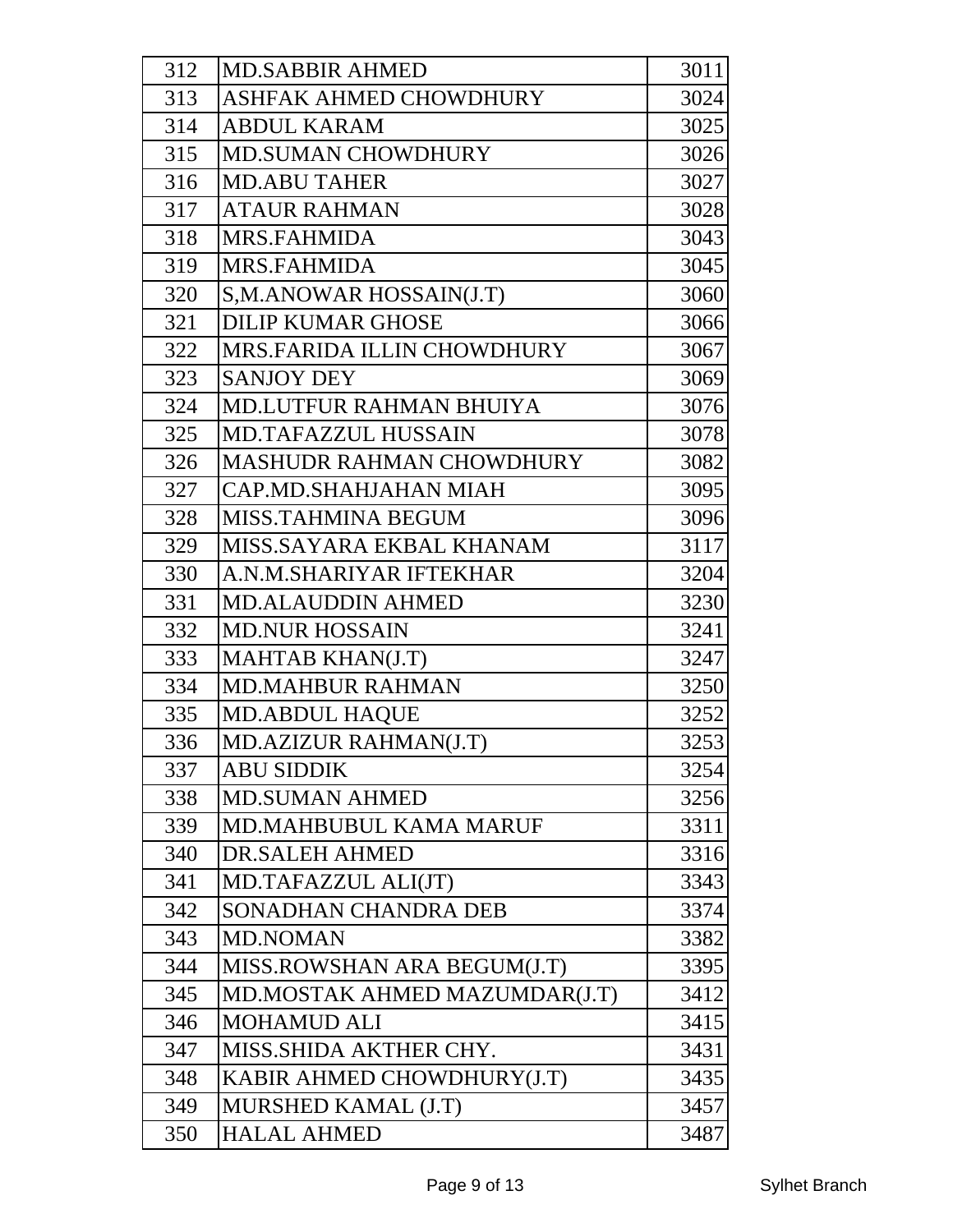| | | |
|---|---|---|
| 312 | MD.SABBIR AHMED | 3011 |
| 313 | ASHFAK AHMED CHOWDHURY | 3024 |
| 314 | ABDUL KARAM | 3025 |
| 315 | MD.SUMAN CHOWDHURY | 3026 |
| 316 | MD.ABU TAHER | 3027 |
| 317 | ATAUR RAHMAN | 3028 |
| 318 | MRS.FAHMIDA | 3043 |
| 319 | MRS.FAHMIDA | 3045 |
| 320 | S,M.ANOWAR HOSSAIN(J.T) | 3060 |
| 321 | DILIP KUMAR GHOSE | 3066 |
| 322 | MRS.FARIDA ILLIN CHOWDHURY | 3067 |
| 323 | SANJOY DEY | 3069 |
| 324 | MD.LUTFUR RAHMAN BHUIYA | 3076 |
| 325 | MD.TAFAZZUL HUSSAIN | 3078 |
| 326 | MASHUDR RAHMAN CHOWDHURY | 3082 |
| 327 | CAP.MD.SHAHJAHAN MIAH | 3095 |
| 328 | MISS.TAHMINA BEGUM | 3096 |
| 329 | MISS.SAYARA EKBAL KHANAM | 3117 |
| 330 | A.N.M.SHARIYAR IFTEKHAR | 3204 |
| 331 | MD.ALAUDDIN AHMED | 3230 |
| 332 | MD.NUR HOSSAIN | 3241 |
| 333 | MAHTAB KHAN(J.T) | 3247 |
| 334 | MD.MAHBUR RAHMAN | 3250 |
| 335 | MD.ABDUL HAQUE | 3252 |
| 336 | MD.AZIZUR RAHMAN(J.T) | 3253 |
| 337 | ABU SIDDIK | 3254 |
| 338 | MD.SUMAN AHMED | 3256 |
| 339 | MD.MAHBUBUL KAMA MARUF | 3311 |
| 340 | DR.SALEH AHMED | 3316 |
| 341 | MD.TAFAZZUL ALI(JT) | 3343 |
| 342 | SONADHAN CHANDRA DEB | 3374 |
| 343 | MD.NOMAN | 3382 |
| 344 | MISS.ROWSHAN ARA BEGUM(J.T) | 3395 |
| 345 | MD.MOSTAK AHMED MAZUMDAR(J.T) | 3412 |
| 346 | MOHAMUD ALI | 3415 |
| 347 | MISS.SHIDA AKTHER CHY. | 3431 |
| 348 | KABIR AHMED CHOWDHURY(J.T) | 3435 |
| 349 | MURSHED KAMAL (J.T) | 3457 |
| 350 | HALAL AHMED | 3487 |

Sylhet Branch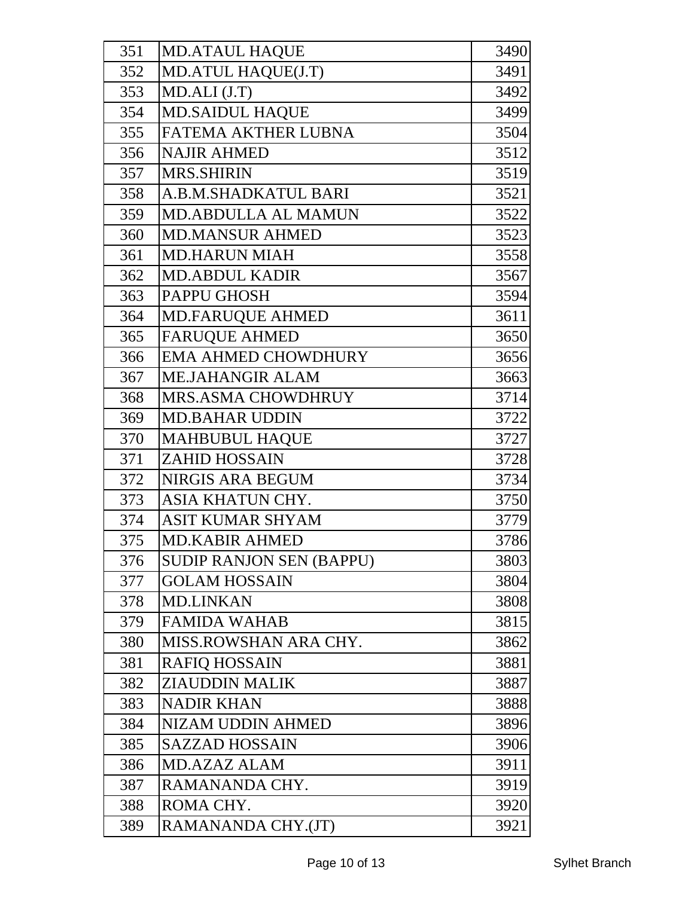| 351 | MD.ATAUL HAQUE | 3490 |
|---|---|---|
| 352 | MD.ATUL HAQUE(J.T) | 3491 |
| 353 | MD.ALI (J.T) | 3492 |
| 354 | MD.SAIDUL HAQUE | 3499 |
| 355 | FATEMA AKTHER LUBNA | 3504 |
| 356 | NAJIR AHMED | 3512 |
| 357 | MRS.SHIRIN | 3519 |
| 358 | A.B.M.SHADKATUL BARI | 3521 |
| 359 | MD.ABDULLA AL MAMUN | 3522 |
| 360 | MD.MANSUR AHMED | 3523 |
| 361 | MD.HARUN MIAH | 3558 |
| 362 | MD.ABDUL KADIR | 3567 |
| 363 | PAPPU GHOSH | 3594 |
| 364 | MD.FARUQUE AHMED | 3611 |
| 365 | FARUQUE AHMED | 3650 |
| 366 | EMA AHMED CHOWDHURY | 3656 |
| 367 | ME.JAHANGIR ALAM | 3663 |
| 368 | MRS.ASMA CHOWDHRUY | 3714 |
| 369 | MD.BAHAR UDDIN | 3722 |
| 370 | MAHBUBUL HAQUE | 3727 |
| 371 | ZAHID HOSSAIN | 3728 |
| 372 | NIRGIS ARA BEGUM | 3734 |
| 373 | ASIA KHATUN CHY. | 3750 |
| 374 | ASIT KUMAR SHYAM | 3779 |
| 375 | MD.KABIR AHMED | 3786 |
| 376 | SUDIP RANJON SEN (BAPPU) | 3803 |
| 377 | GOLAM HOSSAIN | 3804 |
| 378 | MD.LINKAN | 3808 |
| 379 | FAMIDA WAHAB | 3815 |
| 380 | MISS.ROWSHAN ARA CHY. | 3862 |
| 381 | RAFIQ HOSSAIN | 3881 |
| 382 | ZIAUDDIN MALIK | 3887 |
| 383 | NADIR KHAN | 3888 |
| 384 | NIZAM UDDIN AHMED | 3896 |
| 385 | SAZZAD HOSSAIN | 3906 |
| 386 | MD.AZAZ ALAM | 3911 |
| 387 | RAMANANDA CHY. | 3919 |
| 388 | ROMA CHY. | 3920 |
| 389 | RAMANANDA CHY.(JT) | 3921 |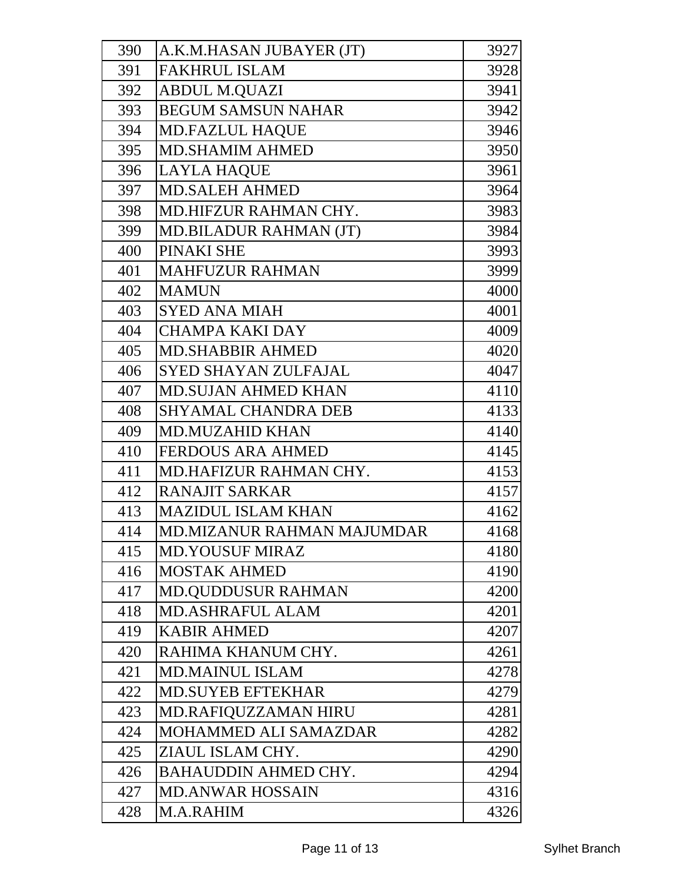| | | |
|---|---|---|
| 390 | A.K.M.HASAN JUBAYER (JT) | 3927 |
| 391 | FAKHRUL ISLAM | 3928 |
| 392 | ABDUL M.QUAZI | 3941 |
| 393 | BEGUM SAMSUN NAHAR | 3942 |
| 394 | MD.FAZLUL HAQUE | 3946 |
| 395 | MD.SHAMIM AHMED | 3950 |
| 396 | LAYLA HAQUE | 3961 |
| 397 | MD.SALEH AHMED | 3964 |
| 398 | MD.HIFZUR RAHMAN CHY. | 3983 |
| 399 | MD.BILADUR RAHMAN (JT) | 3984 |
| 400 | PINAKI SHE | 3993 |
| 401 | MAHFUZUR RAHMAN | 3999 |
| 402 | MAMUN | 4000 |
| 403 | SYED ANA MIAH | 4001 |
| 404 | CHAMPA KAKI DAY | 4009 |
| 405 | MD.SHABBIR AHMED | 4020 |
| 406 | SYED SHAYAN ZULFAJAL | 4047 |
| 407 | MD.SUJAN AHMED KHAN | 4110 |
| 408 | SHYAMAL CHANDRA DEB | 4133 |
| 409 | MD.MUZAHID KHAN | 4140 |
| 410 | FERDOUS ARA AHMED | 4145 |
| 411 | MD.HAFIZUR RAHMAN CHY. | 4153 |
| 412 | RANAJIT SARKAR | 4157 |
| 413 | MAZIDUL ISLAM KHAN | 4162 |
| 414 | MD.MIZANUR RAHMAN MAJUMDAR | 4168 |
| 415 | MD.YOUSUF MIRAZ | 4180 |
| 416 | MOSTAK AHMED | 4190 |
| 417 | MD.QUDDUSUR RAHMAN | 4200 |
| 418 | MD.ASHRAFUL ALAM | 4201 |
| 419 | KABIR AHMED | 4207 |
| 420 | RAHIMA KHANUM CHY. | 4261 |
| 421 | MD.MAINUL ISLAM | 4278 |
| 422 | MD.SUYEB EFTEKHAR | 4279 |
| 423 | MD.RAFIQUZZAMAN HIRU | 4281 |
| 424 | MOHAMMED ALI SAMAZDAR | 4282 |
| 425 | ZIAUL ISLAM CHY. | 4290 |
| 426 | BAHAUDDIN AHMED CHY. | 4294 |
| 427 | MD.ANWAR HOSSAIN | 4316 |
| 428 | M.A.RAHIM | 4326 |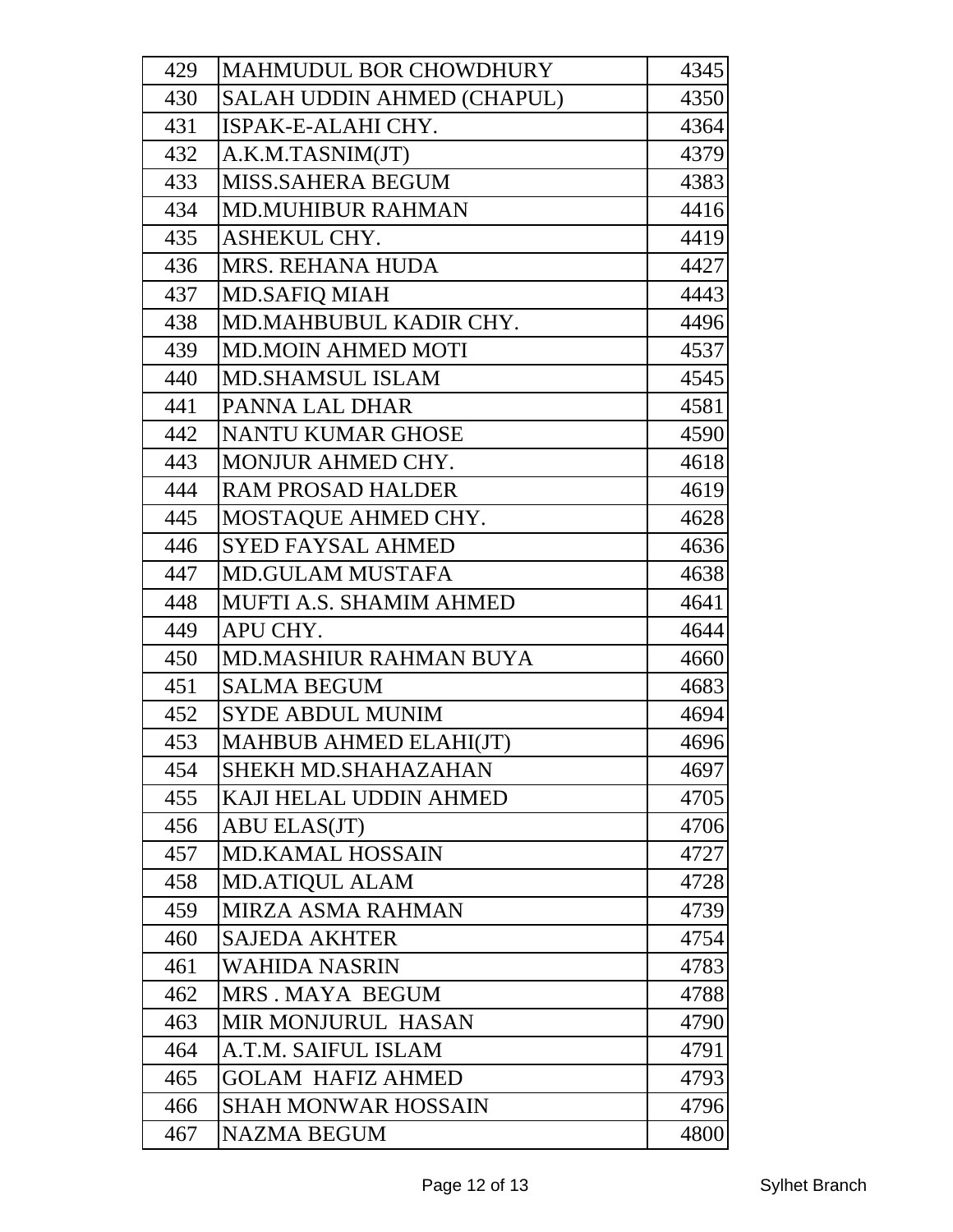| | | |
|---|---|---|
| 429 | MAHMUDUL BOR CHOWDHURY | 4345 |
| 430 | SALAH UDDIN AHMED (CHAPUL) | 4350 |
| 431 | ISPAK-E-ALAHI CHY. | 4364 |
| 432 | A.K.M.TASNIM(JT) | 4379 |
| 433 | MISS.SAHERA BEGUM | 4383 |
| 434 | MD.MUHIBUR RAHMAN | 4416 |
| 435 | ASHEKUL CHY. | 4419 |
| 436 | MRS. REHANA HUDA | 4427 |
| 437 | MD.SAFIQ MIAH | 4443 |
| 438 | MD.MAHBUBUL KADIR CHY. | 4496 |
| 439 | MD.MOIN AHMED MOTI | 4537 |
| 440 | MD.SHAMSUL ISLAM | 4545 |
| 441 | PANNA LAL DHAR | 4581 |
| 442 | NANTU KUMAR GHOSE | 4590 |
| 443 | MONJUR AHMED CHY. | 4618 |
| 444 | RAM PROSAD HALDER | 4619 |
| 445 | MOSTAQUE AHMED CHY. | 4628 |
| 446 | SYED FAYSAL AHMED | 4636 |
| 447 | MD.GULAM MUSTAFA | 4638 |
| 448 | MUFTI A.S. SHAMIM AHMED | 4641 |
| 449 | APU CHY. | 4644 |
| 450 | MD.MASHIUR RAHMAN BUYA | 4660 |
| 451 | SALMA BEGUM | 4683 |
| 452 | SYDE ABDUL MUNIM | 4694 |
| 453 | MAHBUB AHMED ELAHI(JT) | 4696 |
| 454 | SHEKH MD.SHAHAZAHAN | 4697 |
| 455 | KAJI HELAL UDDIN AHMED | 4705 |
| 456 | ABU ELAS(JT) | 4706 |
| 457 | MD.KAMAL HOSSAIN | 4727 |
| 458 | MD.ATIQUL ALAM | 4728 |
| 459 | MIRZA ASMA RAHMAN | 4739 |
| 460 | SAJEDA AKHTER | 4754 |
| 461 | WAHIDA NASRIN | 4783 |
| 462 | MRS . MAYA BEGUM | 4788 |
| 463 | MIR MONJURUL HASAN | 4790 |
| 464 | A.T.M. SAIFUL ISLAM | 4791 |
| 465 | GOLAM HAFIZ AHMED | 4793 |
| 466 | SHAH MONWAR HOSSAIN | 4796 |
| 467 | NAZMA BEGUM | 4800 |

Sylhet Branch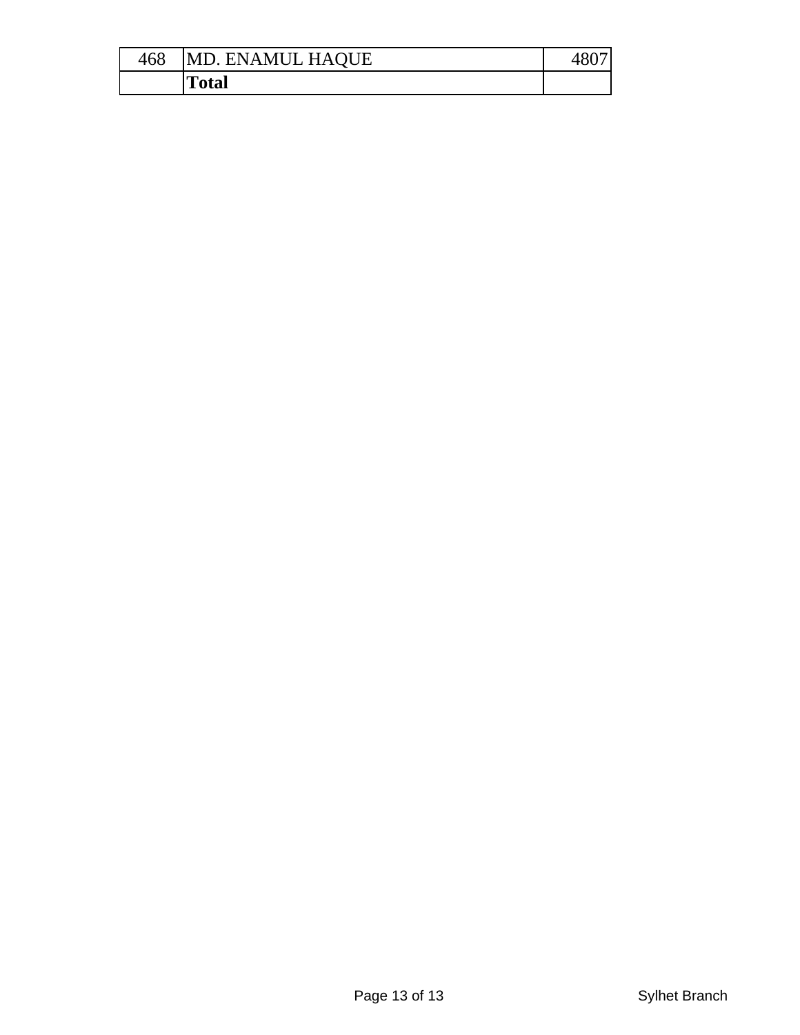| | | |
|---|---|---|
| 468 | MD. ENAMUL HAQUE | 4807 |
| | **Total** | |